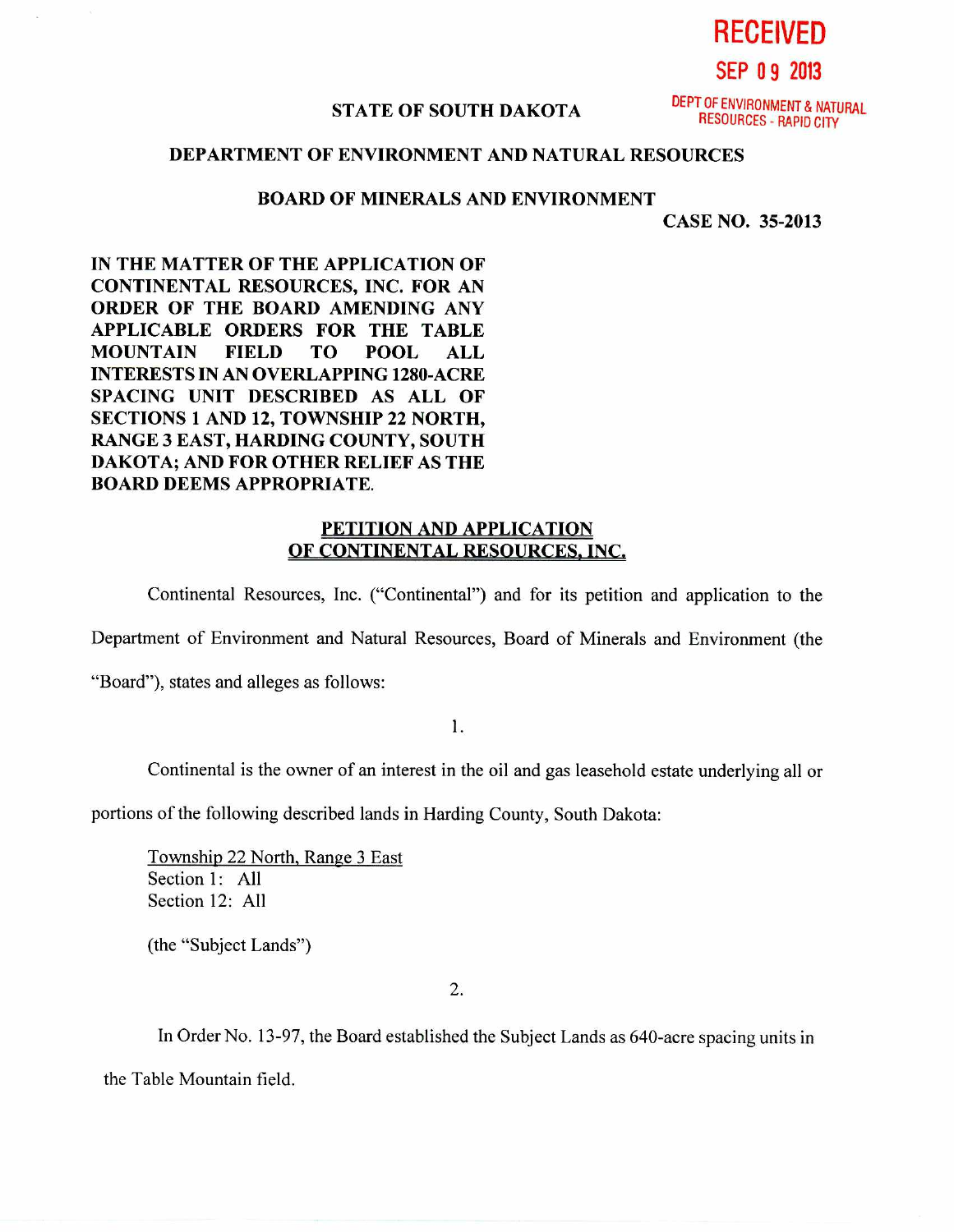RECEIVED

SEP 09 2013

DEPT OF ENVIRONMENT & NATURAL RESOURCES - RAPID CITY

**STATE OF SOUTH DAKOTA**

**DEPARTMENT OF ENVIRONMENT AND NATURAL RESOURCES**

**BOARD OF MINERALS AND ENVIRONMENT**

**CASE NO. 35-2013**

**IN THE MATTER OF THE APPLICATION OF CONTINENTAL RESOURCES, INC. FOR AN ORDER OF THE BOARD AMENDING ANY APPLICABLE ORDERS FOR THE TABLE MOUNTAIN FIELD TO POOL ALL INTERESTS IN AN OVERLAPPING 1280-ACRE SPACING UNIT DESCRIBED AS ALL OF SECTIONS 1 AND 12, TOWNSHIP 22 NORTH, RANGE 3 EAST, HARDING COUNTY, SOUTH DAKOTA; AND FOR OTHER RELIEF AS THE BOARD DEEMS APPROPRIATE.**

**PETITION AND APPLICATION OF CONTINENTAL RESOURCES, INC.**

Continental Resources, Inc. ("Continental") and for its petition and application to the Department of Environment and Natural Resources, Board of Minerals and Environment (the "Board"), states and alleges as follows:

1.

Continental is the owner of an interest in the oil and gas leasehold estate underlying all or portions of the following described lands in Harding County, South Dakota:

Township 22 North, Range 3 East
Section 1: All
Section 12: All

(the "Subject Lands")

2.

In Order No. 13-97, the Board established the Subject Lands as 640-acre spacing units in the Table Mountain field.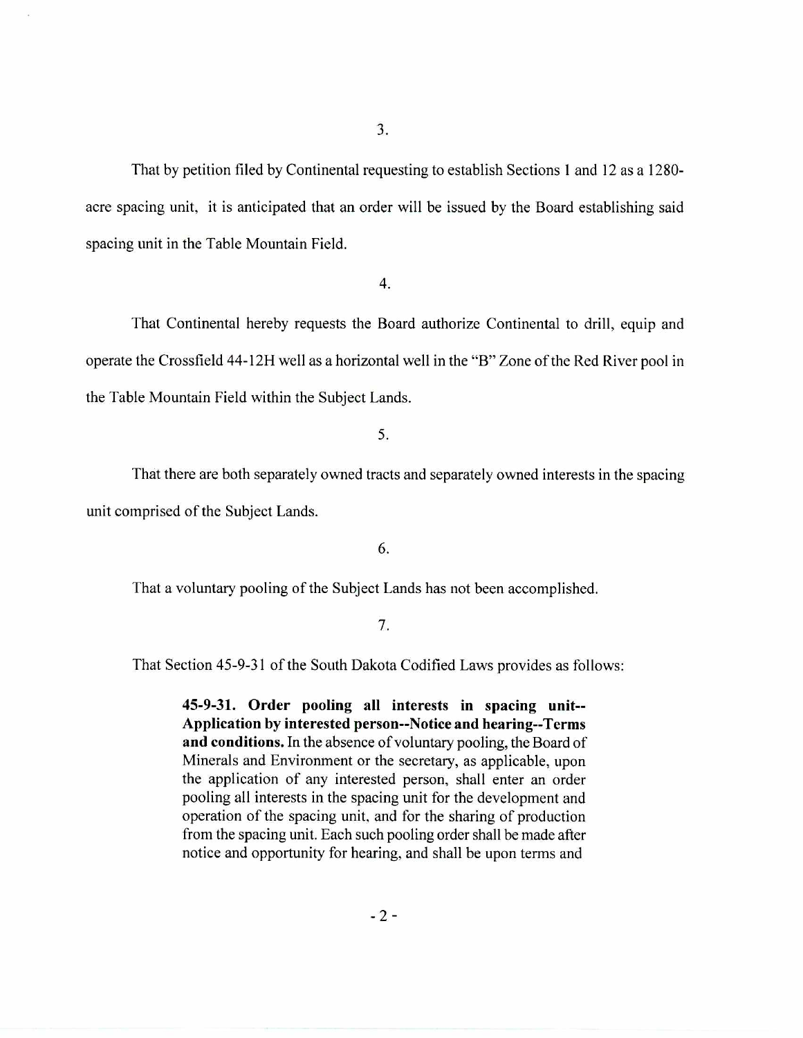3.

That by petition filed by Continental requesting to establish Sections 1 and 12 as a 1280-acre spacing unit, it is anticipated that an order will be issued by the Board establishing said spacing unit in the Table Mountain Field.

4.

That Continental hereby requests the Board authorize Continental to drill, equip and operate the Crossfield 44-12H well as a horizontal well in the "B" Zone of the Red River pool in the Table Mountain Field within the Subject Lands.

5.

That there are both separately owned tracts and separately owned interests in the spacing unit comprised of the Subject Lands.

6.

That a voluntary pooling of the Subject Lands has not been accomplished.

7.

That Section 45-9-31 of the South Dakota Codified Laws provides as follows:

> **45-9-31. Order pooling all interests in spacing unit--Application by interested person--Notice and hearing--Terms and conditions.** In the absence of voluntary pooling, the Board of Minerals and Environment or the secretary, as applicable, upon the application of any interested person, shall enter an order pooling all interests in the spacing unit for the development and operation of the spacing unit, and for the sharing of production from the spacing unit. Each such pooling order shall be made after notice and opportunity for hearing, and shall be upon terms and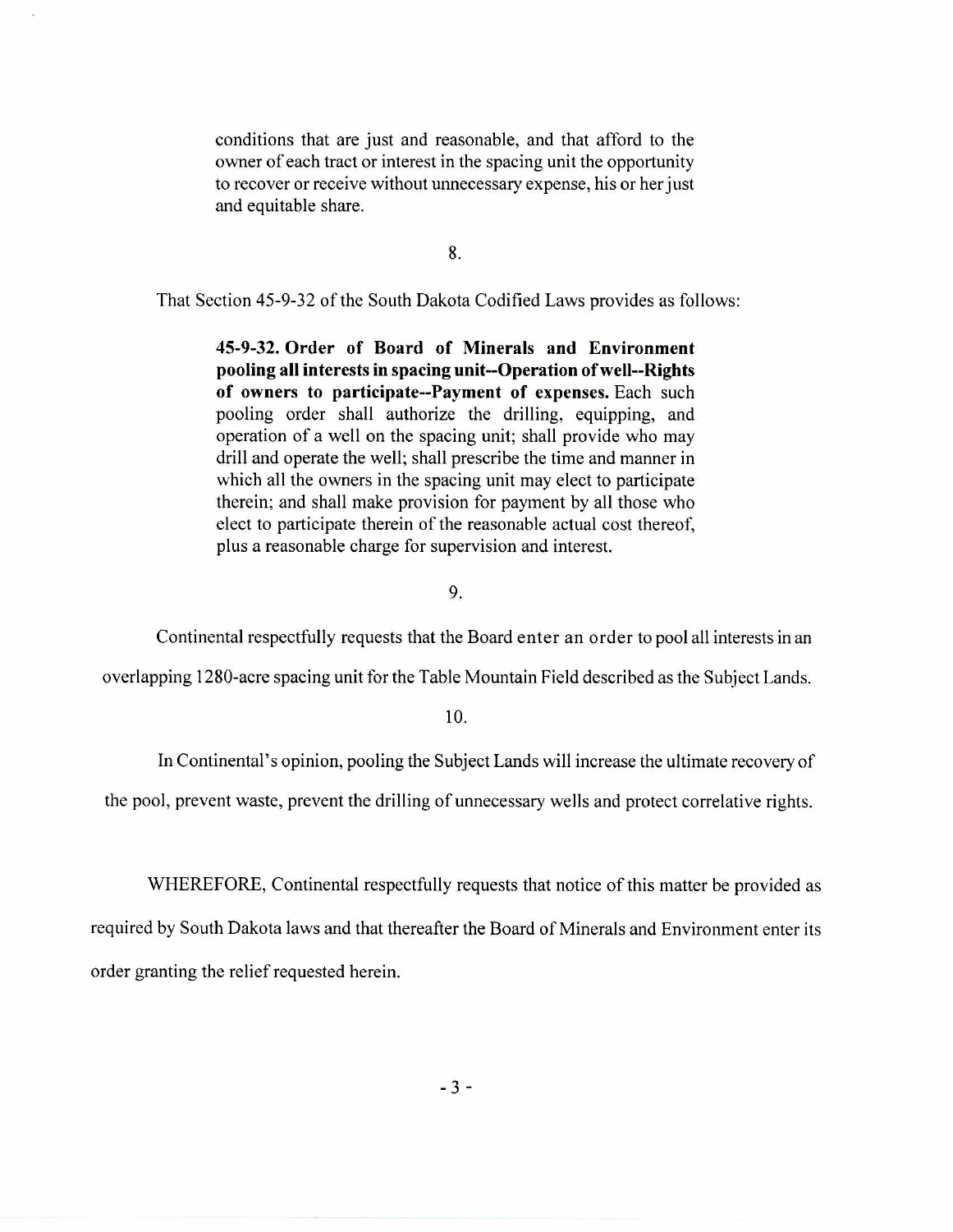> conditions that are just and reasonable, and that afford to the owner of each tract or interest in the spacing unit the opportunity to recover or receive without unnecessary expense, his or her just and equitable share.

8.

That Section 45-9-32 of the South Dakota Codified Laws provides as follows:

> **45-9-32. Order of Board of Minerals and Environment pooling all interests in spacing unit--Operation of well--Rights of owners to participate--Payment of expenses.** Each such pooling order shall authorize the drilling, equipping, and operation of a well on the spacing unit; shall provide who may drill and operate the well; shall prescribe the time and manner in which all the owners in the spacing unit may elect to participate therein; and shall make provision for payment by all those who elect to participate therein of the reasonable actual cost thereof, plus a reasonable charge for supervision and interest.

9.

Continental respectfully requests that the Board enter an order to pool all interests in an overlapping 1280-acre spacing unit for the Table Mountain Field described as the Subject Lands.

10.

In Continental's opinion, pooling the Subject Lands will increase the ultimate recovery of the pool, prevent waste, prevent the drilling of unnecessary wells and protect correlative rights.

WHEREFORE, Continental respectfully requests that notice of this matter be provided as required by South Dakota laws and that thereafter the Board of Minerals and Environment enter its order granting the relief requested herein.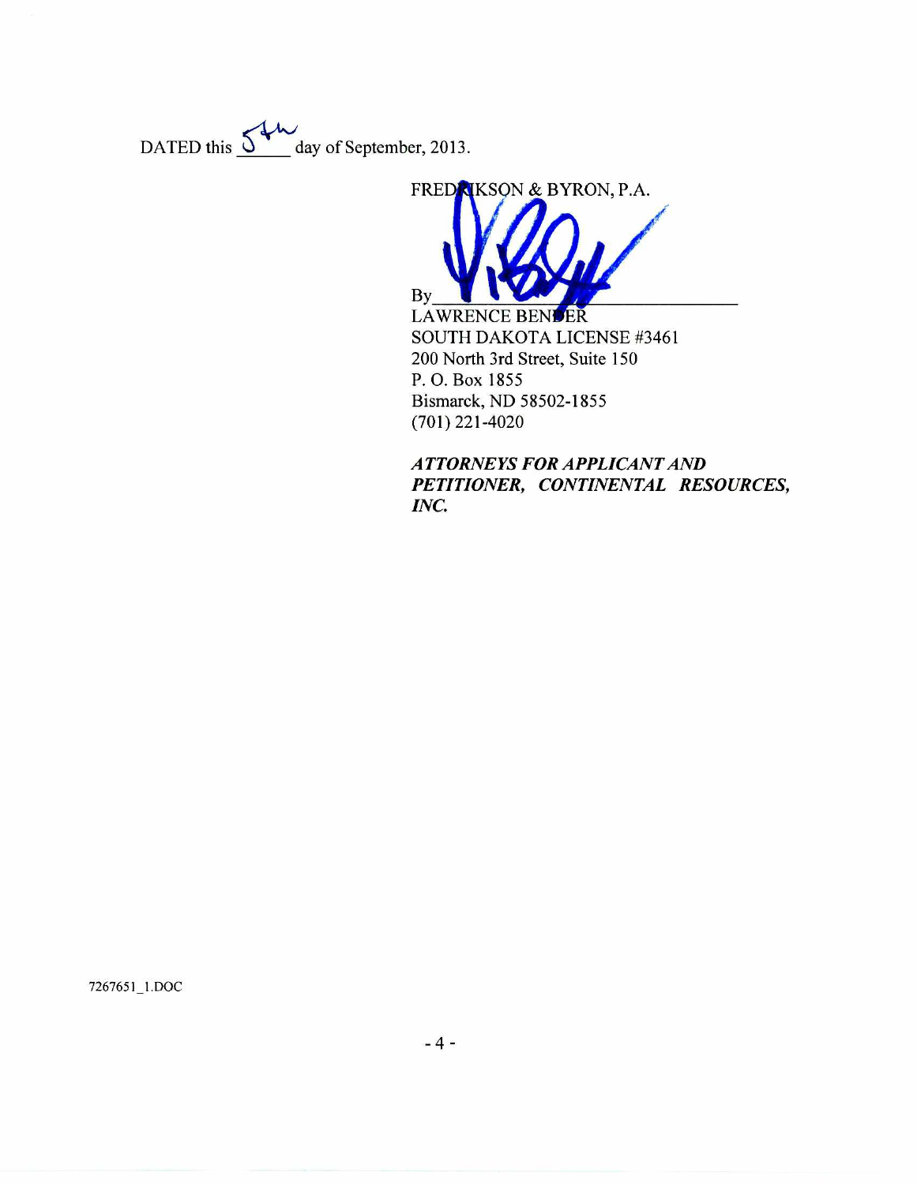DATED this 5th day of September, 2013.

FREDRIKSON & BYRON, P.A.

By______________________________

LAWRENCE BENDER
SOUTH DAKOTA LICENSE #3461
200 North 3rd Street, Suite 150
P. O. Box 1855
Bismarck, ND 58502-1855
(701) 221-4020

***ATTORNEYS FOR APPLICANT AND PETITIONER, CONTINENTAL RESOURCES, INC.***

7267651_1.DOC